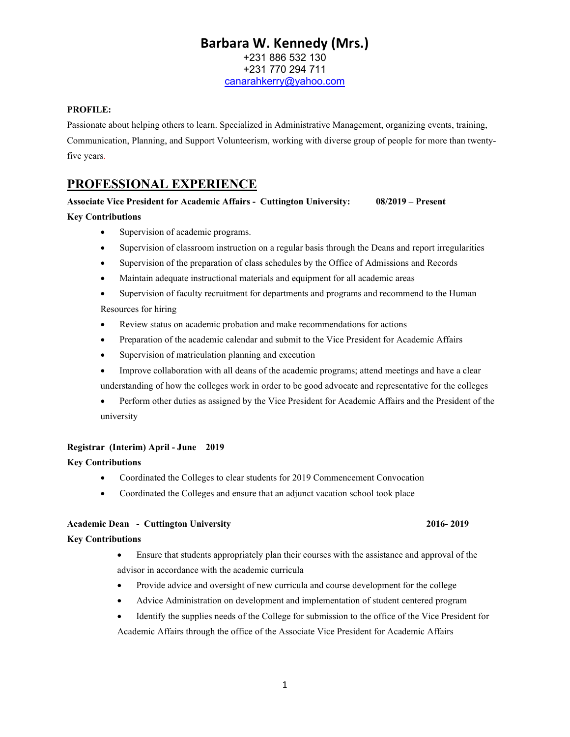# Barbara W. Kennedy (Mrs.)

+231 886 532 130
+231 770 294 711
canarahkerry@yahoo.com

**PROFILE:**

Passionate about helping others to learn. Specialized in Administrative Management, organizing events, training, Communication, Planning, and Support Volunteerism, working with diverse group of people for more than twenty-five years.

## PROFESSIONAL EXPERIENCE

**Associate Vice President for Academic Affairs - Cuttington University: 08/2019 – Present**

**Key Contributions**

- Supervision of academic programs.
- Supervision of classroom instruction on a regular basis through the Deans and report irregularities
- Supervision of the preparation of class schedules by the Office of Admissions and Records
- Maintain adequate instructional materials and equipment for all academic areas
- Supervision of faculty recruitment for departments and programs and recommend to the Human Resources for hiring
- Review status on academic probation and make recommendations for actions
- Preparation of the academic calendar and submit to the Vice President for Academic Affairs
- Supervision of matriculation planning and execution
- Improve collaboration with all deans of the academic programs; attend meetings and have a clear understanding of how the colleges work in order to be good advocate and representative for the colleges
- Perform other duties as assigned by the Vice President for Academic Affairs and the President of the university

**Registrar (Interim) April - June 2019**

**Key Contributions**

- Coordinated the Colleges to clear students for 2019 Commencement Convocation
- Coordinated the Colleges and ensure that an adjunct vacation school took place

**Academic Dean - Cuttington University 2016- 2019**

**Key Contributions**

- Ensure that students appropriately plan their courses with the assistance and approval of the advisor in accordance with the academic curricula
- Provide advice and oversight of new curricula and course development for the college
- Advice Administration on development and implementation of student centered program
- Identify the supplies needs of the College for submission to the office of the Vice President for Academic Affairs through the office of the Associate Vice President for Academic Affairs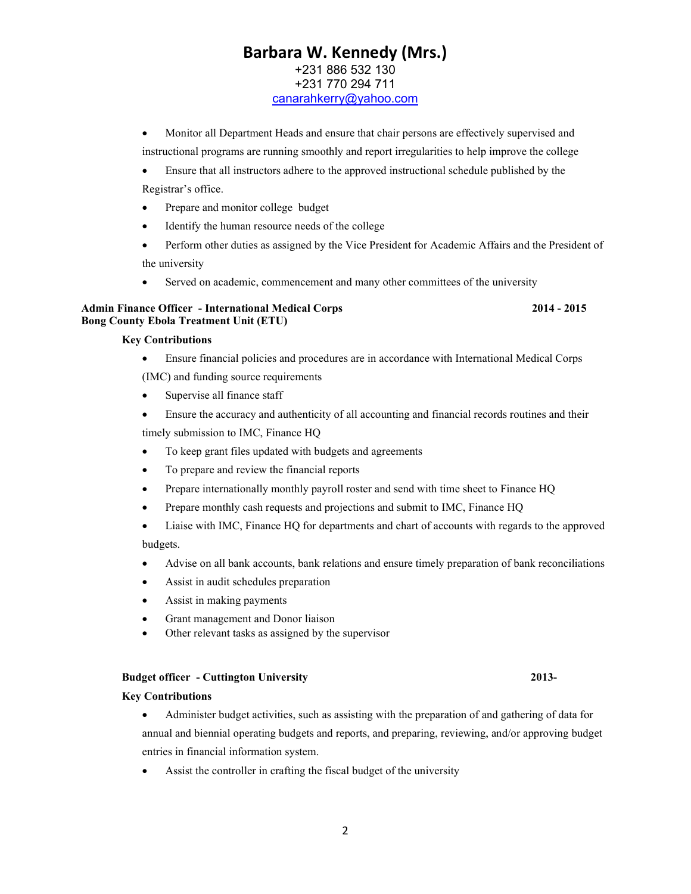# Barbara W. Kennedy (Mrs.)

+231 886 532 130
+231 770 294 711
canarahkerry@yahoo.com

- Monitor all Department Heads and ensure that chair persons are effectively supervised and instructional programs are running smoothly and report irregularities to help improve the college
- Ensure that all instructors adhere to the approved instructional schedule published by the Registrar's office.
- Prepare and monitor college budget
- Identify the human resource needs of the college
- Perform other duties as assigned by the Vice President for Academic Affairs and the President of the university
- Served on academic, commencement and many other committees of the university

**Admin Finance Officer - International Medical Corps** **2014 - 2015**
**Bong County Ebola Treatment Unit (ETU)**

**Key Contributions**

- Ensure financial policies and procedures are in accordance with International Medical Corps (IMC) and funding source requirements
- Supervise all finance staff
- Ensure the accuracy and authenticity of all accounting and financial records routines and their timely submission to IMC, Finance HQ
- To keep grant files updated with budgets and agreements
- To prepare and review the financial reports
- Prepare internationally monthly payroll roster and send with time sheet to Finance HQ
- Prepare monthly cash requests and projections and submit to IMC, Finance HQ
- Liaise with IMC, Finance HQ for departments and chart of accounts with regards to the approved budgets.
- Advise on all bank accounts, bank relations and ensure timely preparation of bank reconciliations
- Assist in audit schedules preparation
- Assist in making payments
- Grant management and Donor liaison
- Other relevant tasks as assigned by the supervisor

**Budget officer - Cuttington University** **2013-**

**Key Contributions**

- Administer budget activities, such as assisting with the preparation of and gathering of data for annual and biennial operating budgets and reports, and preparing, reviewing, and/or approving budget entries in financial information system.
- Assist the controller in crafting the fiscal budget of the university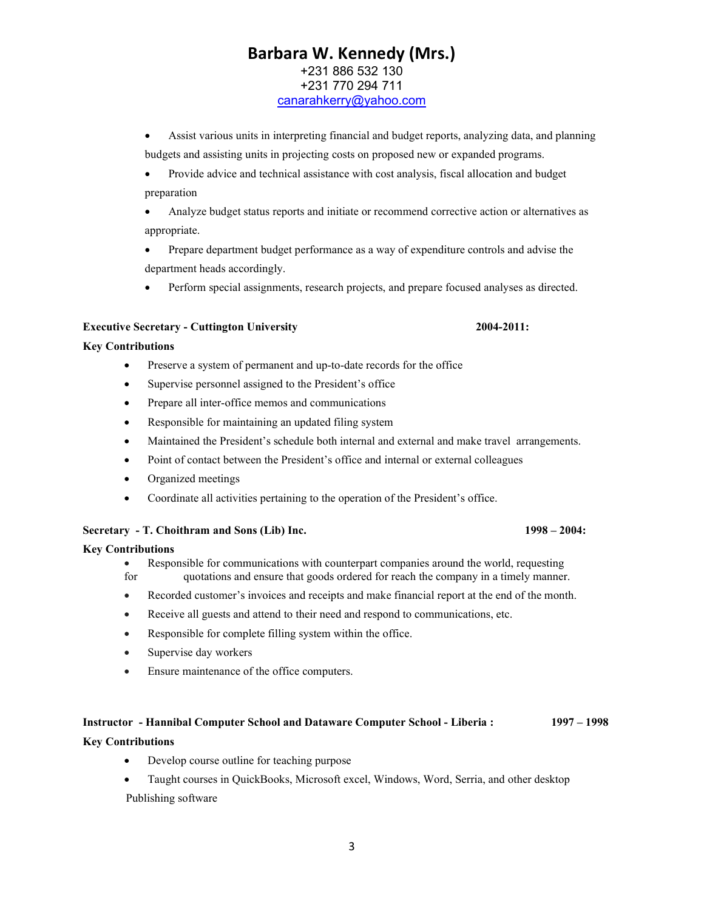# Barbara W. Kennedy (Mrs.)

+231 886 532 130
+231 770 294 711
canarahkerry@yahoo.com

- Assist various units in interpreting financial and budget reports, analyzing data, and planning budgets and assisting units in projecting costs on proposed new or expanded programs.
- Provide advice and technical assistance with cost analysis, fiscal allocation and budget preparation
- Analyze budget status reports and initiate or recommend corrective action or alternatives as appropriate.
- Prepare department budget performance as a way of expenditure controls and advise the department heads accordingly.
- Perform special assignments, research projects, and prepare focused analyses as directed.

**Executive Secretary - Cuttington University** **2004-2011:**

**Key Contributions**

- Preserve a system of permanent and up-to-date records for the office
- Supervise personnel assigned to the President's office
- Prepare all inter-office memos and communications
- Responsible for maintaining an updated filing system
- Maintained the President's schedule both internal and external and make travel arrangements.
- Point of contact between the President's office and internal or external colleagues
- Organized meetings
- Coordinate all activities pertaining to the operation of the President's office.

**Secretary - T. Choithram and Sons (Lib) Inc.** **1998 – 2004:**

**Key Contributions**

- Responsible for communications with counterpart companies around the world, requesting for quotations and ensure that goods ordered for reach the company in a timely manner.
- Recorded customer's invoices and receipts and make financial report at the end of the month.
- Receive all guests and attend to their need and respond to communications, etc.
- Responsible for complete filling system within the office.
- Supervise day workers
- Ensure maintenance of the office computers.

**Instructor - Hannibal Computer School and Dataware Computer School - Liberia :** **1997 – 1998**

**Key Contributions**

- Develop course outline for teaching purpose
- Taught courses in QuickBooks, Microsoft excel, Windows, Word, Serria, and other desktop Publishing software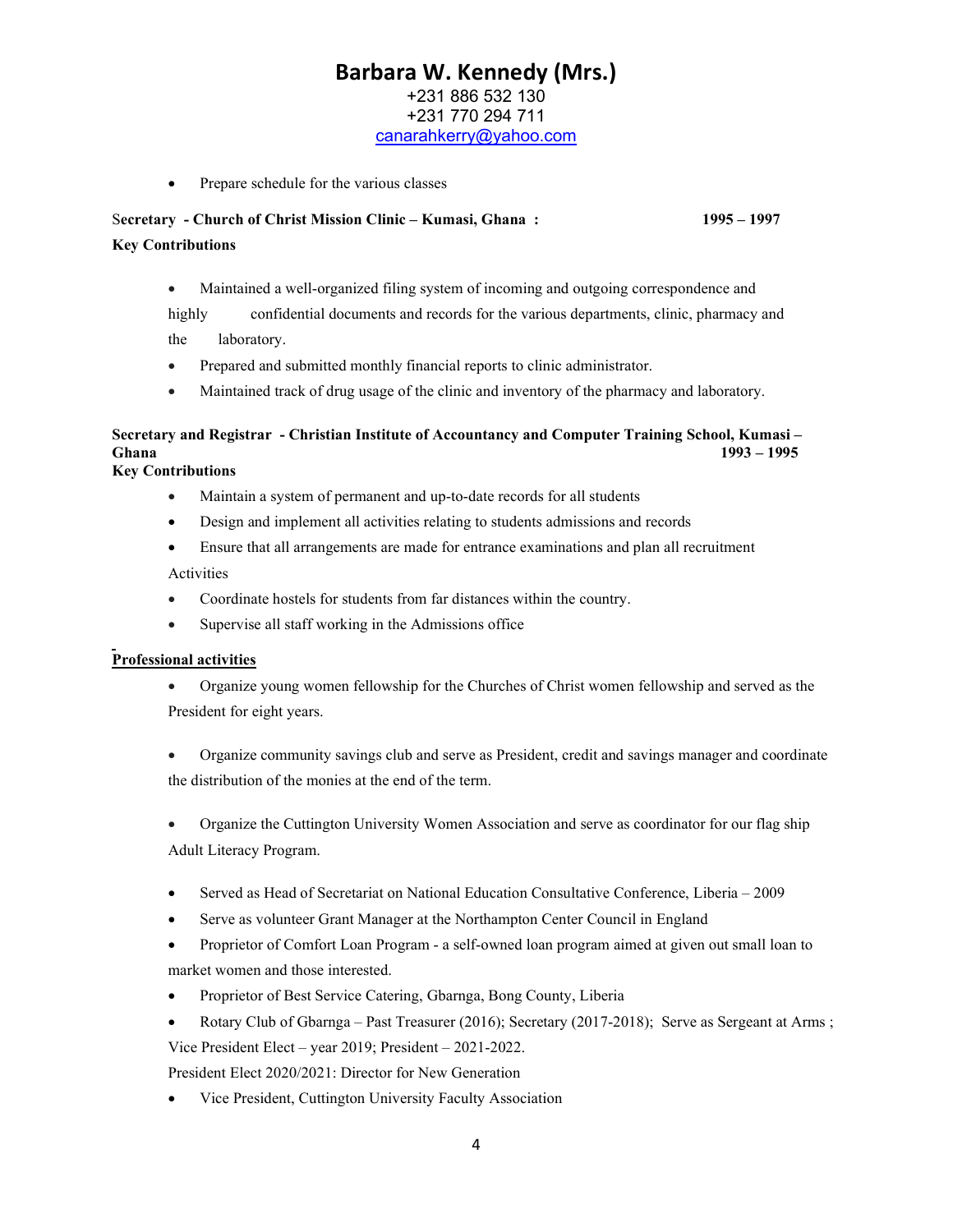# Barbara W. Kennedy (Mrs.)

+231 886 532 130
+231 770 294 711
canarahkerry@yahoo.com

- Prepare schedule for the various classes

**Secretary - Church of Christ Mission Clinic – Kumasi, Ghana : 1995 – 1997**

**Key Contributions**

- Maintained a well-organized filing system of incoming and outgoing correspondence and highly confidential documents and records for the various departments, clinic, pharmacy and the laboratory.
- Prepared and submitted monthly financial reports to clinic administrator.
- Maintained track of drug usage of the clinic and inventory of the pharmacy and laboratory.

**Secretary and Registrar - Christian Institute of Accountancy and Computer Training School, Kumasi – Ghana 1993 – 1995**

**Key Contributions**

- Maintain a system of permanent and up-to-date records for all students
- Design and implement all activities relating to students admissions and records
- Ensure that all arrangements are made for entrance examinations and plan all recruitment Activities
- Coordinate hostels for students from far distances within the country.
- Supervise all staff working in the Admissions office

**Professional activities**

- Organize young women fellowship for the Churches of Christ women fellowship and served as the President for eight years.
- Organize community savings club and serve as President, credit and savings manager and coordinate the distribution of the monies at the end of the term.
- Organize the Cuttington University Women Association and serve as coordinator for our flag ship Adult Literacy Program.
- Served as Head of Secretariat on National Education Consultative Conference, Liberia – 2009
- Serve as volunteer Grant Manager at the Northampton Center Council in England
- Proprietor of Comfort Loan Program - a self-owned loan program aimed at given out small loan to market women and those interested.
- Proprietor of Best Service Catering, Gbarnga, Bong County, Liberia
- Rotary Club of Gbarnga – Past Treasurer (2016); Secretary (2017-2018); Serve as Sergeant at Arms ; Vice President Elect – year 2019; President – 2021-2022.
  President Elect 2020/2021: Director for New Generation
- Vice President, Cuttington University Faculty Association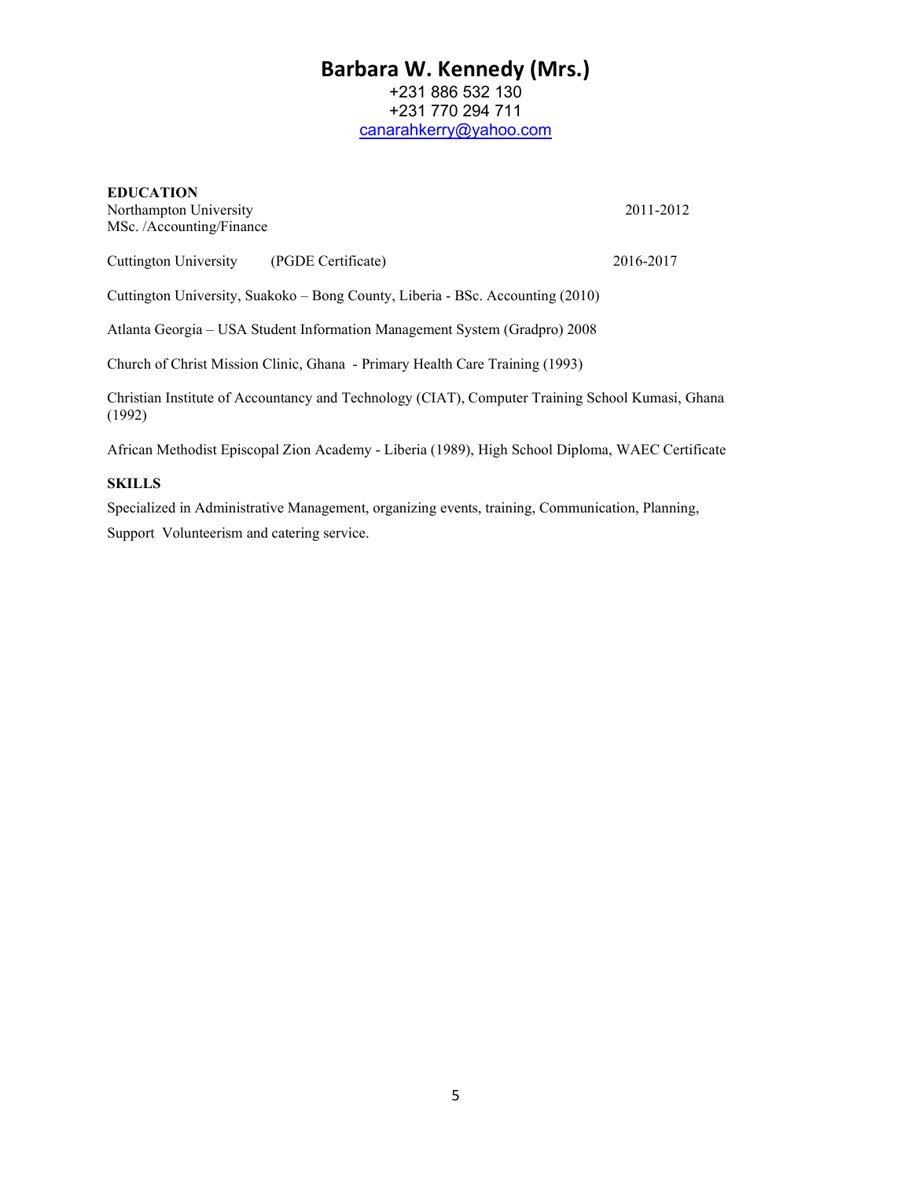# Barbara W. Kennedy (Mrs.)

+231 886 532 130
+231 770 294 711
canarahkerry@yahoo.com

**EDUCATION**

Northampton University 2011-2012
MSc. /Accounting/Finance

Cuttington University (PGDE Certificate) 2016-2017

Cuttington University, Suakoko – Bong County, Liberia - BSc. Accounting (2010)

Atlanta Georgia – USA Student Information Management System (Gradpro) 2008

Church of Christ Mission Clinic, Ghana - Primary Health Care Training (1993)

Christian Institute of Accountancy and Technology (CIAT), Computer Training School Kumasi, Ghana (1992)

African Methodist Episcopal Zion Academy - Liberia (1989), High School Diploma, WAEC Certificate

**SKILLS**

Specialized in Administrative Management, organizing events, training, Communication, Planning, Support Volunteerism and catering service.